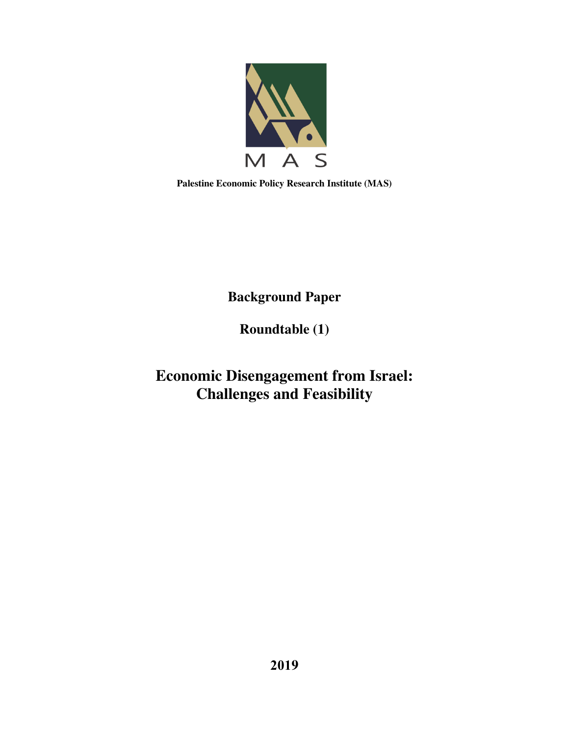M A S

**Palestine Economic Policy Research Institute (MAS)**

**Background Paper**

**Roundtable (1)**

# Economic Disengagement from Israel: Challenges and Feasibility

**2019**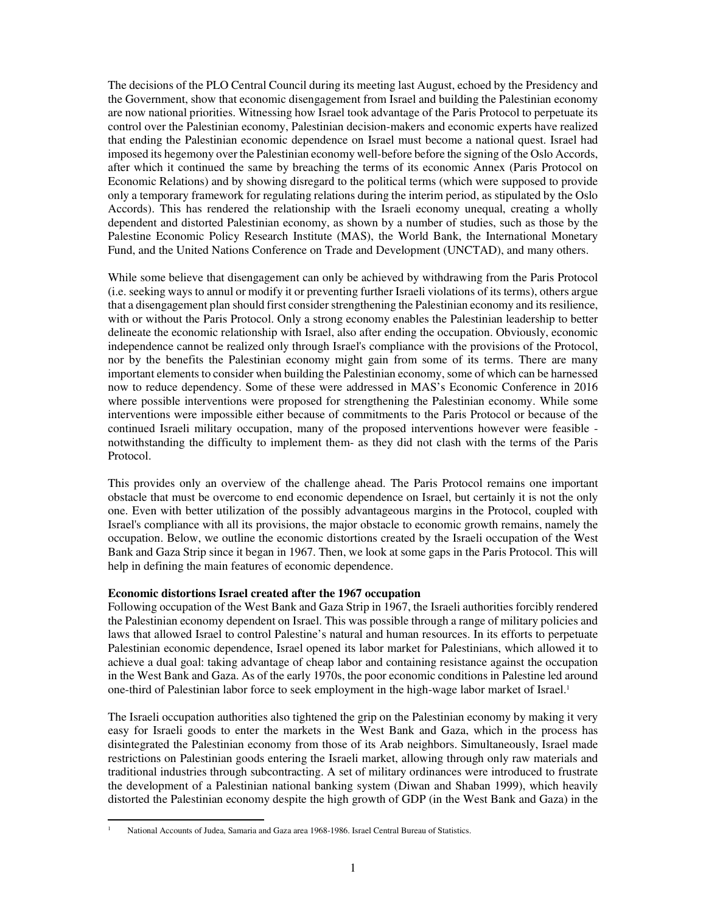The decisions of the PLO Central Council during its meeting last August, echoed by the Presidency and the Government, show that economic disengagement from Israel and building the Palestinian economy are now national priorities. Witnessing how Israel took advantage of the Paris Protocol to perpetuate its control over the Palestinian economy, Palestinian decision-makers and economic experts have realized that ending the Palestinian economic dependence on Israel must become a national quest. Israel had imposed its hegemony over the Palestinian economy well-before before the signing of the Oslo Accords, after which it continued the same by breaching the terms of its economic Annex (Paris Protocol on Economic Relations) and by showing disregard to the political terms (which were supposed to provide only a temporary framework for regulating relations during the interim period, as stipulated by the Oslo Accords). This has rendered the relationship with the Israeli economy unequal, creating a wholly dependent and distorted Palestinian economy, as shown by a number of studies, such as those by the Palestine Economic Policy Research Institute (MAS), the World Bank, the International Monetary Fund, and the United Nations Conference on Trade and Development (UNCTAD), and many others.

While some believe that disengagement can only be achieved by withdrawing from the Paris Protocol (i.e. seeking ways to annul or modify it or preventing further Israeli violations of its terms), others argue that a disengagement plan should first consider strengthening the Palestinian economy and its resilience, with or without the Paris Protocol. Only a strong economy enables the Palestinian leadership to better delineate the economic relationship with Israel, also after ending the occupation. Obviously, economic independence cannot be realized only through Israel's compliance with the provisions of the Protocol, nor by the benefits the Palestinian economy might gain from some of its terms. There are many important elements to consider when building the Palestinian economy, some of which can be harnessed now to reduce dependency. Some of these were addressed in MAS's Economic Conference in 2016 where possible interventions were proposed for strengthening the Palestinian economy. While some interventions were impossible either because of commitments to the Paris Protocol or because of the continued Israeli military occupation, many of the proposed interventions however were feasible - notwithstanding the difficulty to implement them- as they did not clash with the terms of the Paris Protocol.

This provides only an overview of the challenge ahead. The Paris Protocol remains one important obstacle that must be overcome to end economic dependence on Israel, but certainly it is not the only one. Even with better utilization of the possibly advantageous margins in the Protocol, coupled with Israel's compliance with all its provisions, the major obstacle to economic growth remains, namely the occupation. Below, we outline the economic distortions created by the Israeli occupation of the West Bank and Gaza Strip since it began in 1967. Then, we look at some gaps in the Paris Protocol. This will help in defining the main features of economic dependence.

**Economic distortions Israel created after the 1967 occupation**

Following occupation of the West Bank and Gaza Strip in 1967, the Israeli authorities forcibly rendered the Palestinian economy dependent on Israel. This was possible through a range of military policies and laws that allowed Israel to control Palestine's natural and human resources. In its efforts to perpetuate Palestinian economic dependence, Israel opened its labor market for Palestinians, which allowed it to achieve a dual goal: taking advantage of cheap labor and containing resistance against the occupation in the West Bank and Gaza. As of the early 1970s, the poor economic conditions in Palestine led around one-third of Palestinian labor force to seek employment in the high-wage labor market of Israel.[1]

The Israeli occupation authorities also tightened the grip on the Palestinian economy by making it very easy for Israeli goods to enter the markets in the West Bank and Gaza, which in the process has disintegrated the Palestinian economy from those of its Arab neighbors. Simultaneously, Israel made restrictions on Palestinian goods entering the Israeli market, allowing through only raw materials and traditional industries through subcontracting. A set of military ordinances were introduced to frustrate the development of a Palestinian national banking system (Diwan and Shaban 1999), which heavily distorted the Palestinian economy despite the high growth of GDP (in the West Bank and Gaza) in the

[1] National Accounts of Judea, Samaria and Gaza area 1968-1986. Israel Central Bureau of Statistics.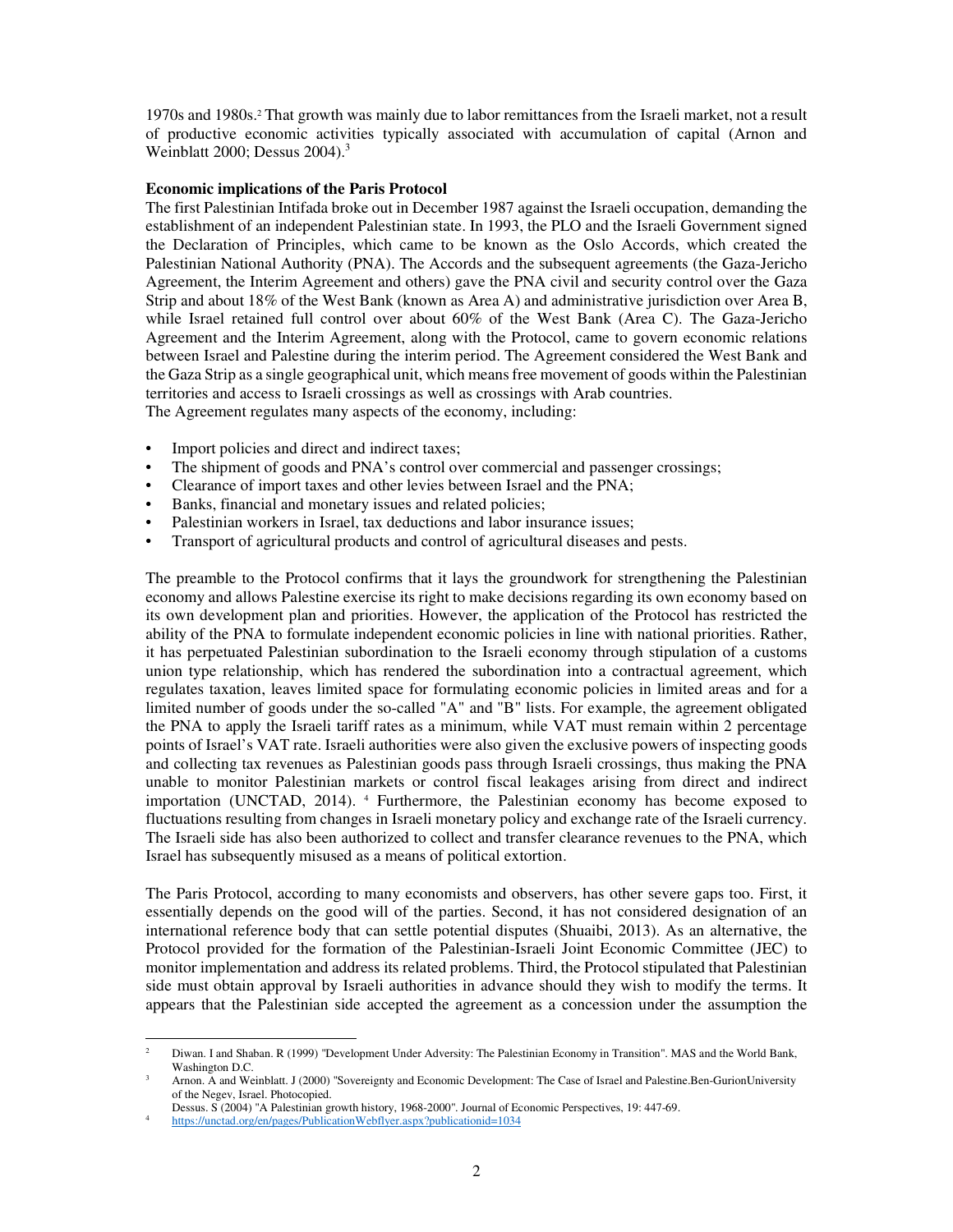1970s and 1980s.[2] That growth was mainly due to labor remittances from the Israeli market, not a result of productive economic activities typically associated with accumulation of capital (Arnon and Weinblatt 2000; Dessus 2004).[3]

**Economic implications of the Paris Protocol**

The first Palestinian Intifada broke out in December 1987 against the Israeli occupation, demanding the establishment of an independent Palestinian state. In 1993, the PLO and the Israeli Government signed the Declaration of Principles, which came to be known as the Oslo Accords, which created the Palestinian National Authority (PNA). The Accords and the subsequent agreements (the Gaza-Jericho Agreement, the Interim Agreement and others) gave the PNA civil and security control over the Gaza Strip and about 18% of the West Bank (known as Area A) and administrative jurisdiction over Area B, while Israel retained full control over about 60% of the West Bank (Area C). The Gaza-Jericho Agreement and the Interim Agreement, along with the Protocol, came to govern economic relations between Israel and Palestine during the interim period. The Agreement considered the West Bank and the Gaza Strip as a single geographical unit, which means free movement of goods within the Palestinian territories and access to Israeli crossings as well as crossings with Arab countries.
The Agreement regulates many aspects of the economy, including:

- Import policies and direct and indirect taxes;
- The shipment of goods and PNA's control over commercial and passenger crossings;
- Clearance of import taxes and other levies between Israel and the PNA;
- Banks, financial and monetary issues and related policies;
- Palestinian workers in Israel, tax deductions and labor insurance issues;
- Transport of agricultural products and control of agricultural diseases and pests.

The preamble to the Protocol confirms that it lays the groundwork for strengthening the Palestinian economy and allows Palestine exercise its right to make decisions regarding its own economy based on its own development plan and priorities. However, the application of the Protocol has restricted the ability of the PNA to formulate independent economic policies in line with national priorities. Rather, it has perpetuated Palestinian subordination to the Israeli economy through stipulation of a customs union type relationship, which has rendered the subordination into a contractual agreement, which regulates taxation, leaves limited space for formulating economic policies in limited areas and for a limited number of goods under the so-called "A" and "B" lists. For example, the agreement obligated the PNA to apply the Israeli tariff rates as a minimum, while VAT must remain within 2 percentage points of Israel's VAT rate. Israeli authorities were also given the exclusive powers of inspecting goods and collecting tax revenues as Palestinian goods pass through Israeli crossings, thus making the PNA unable to monitor Palestinian markets or control fiscal leakages arising from direct and indirect importation (UNCTAD, 2014).[4] Furthermore, the Palestinian economy has become exposed to fluctuations resulting from changes in Israeli monetary policy and exchange rate of the Israeli currency. The Israeli side has also been authorized to collect and transfer clearance revenues to the PNA, which Israel has subsequently misused as a means of political extortion.

The Paris Protocol, according to many economists and observers, has other severe gaps too. First, it essentially depends on the good will of the parties. Second, it has not considered designation of an international reference body that can settle potential disputes (Shuaibi, 2013). As an alternative, the Protocol provided for the formation of the Palestinian-Israeli Joint Economic Committee (JEC) to monitor implementation and address its related problems. Third, the Protocol stipulated that Palestinian side must obtain approval by Israeli authorities in advance should they wish to modify the terms. It appears that the Palestinian side accepted the agreement as a concession under the assumption the

---

[2] Diwan. I and Shaban. R (1999) "Development Under Adversity: The Palestinian Economy in Transition". MAS and the World Bank, Washington D.C.

[3] Arnon. A and Weinblatt. J (2000) "Sovereignty and Economic Development: The Case of Israel and Palestine.Ben-GurionUniversity of the Negev, Israel. Photocopied.
Dessus. S (2004) "A Palestinian growth history, 1968-2000". Journal of Economic Perspectives, 19: 447-69.

[4] https://unctad.org/en/pages/PublicationWebflyer.aspx?publicationid=1034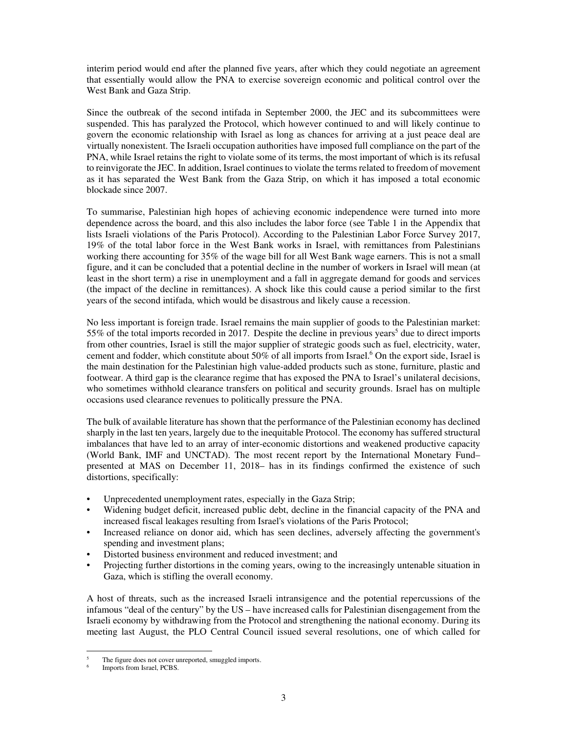interim period would end after the planned five years, after which they could negotiate an agreement that essentially would allow the PNA to exercise sovereign economic and political control over the West Bank and Gaza Strip.

Since the outbreak of the second intifada in September 2000, the JEC and its subcommittees were suspended. This has paralyzed the Protocol, which however continued to and will likely continue to govern the economic relationship with Israel as long as chances for arriving at a just peace deal are virtually nonexistent. The Israeli occupation authorities have imposed full compliance on the part of the PNA, while Israel retains the right to violate some of its terms, the most important of which is its refusal to reinvigorate the JEC. In addition, Israel continues to violate the terms related to freedom of movement as it has separated the West Bank from the Gaza Strip, on which it has imposed a total economic blockade since 2007.

To summarise, Palestinian high hopes of achieving economic independence were turned into more dependence across the board, and this also includes the labor force (see Table 1 in the Appendix that lists Israeli violations of the Paris Protocol). According to the Palestinian Labor Force Survey 2017, 19% of the total labor force in the West Bank works in Israel, with remittances from Palestinians working there accounting for 35% of the wage bill for all West Bank wage earners. This is not a small figure, and it can be concluded that a potential decline in the number of workers in Israel will mean (at least in the short term) a rise in unemployment and a fall in aggregate demand for goods and services (the impact of the decline in remittances). A shock like this could cause a period similar to the first years of the second intifada, which would be disastrous and likely cause a recession.

No less important is foreign trade. Israel remains the main supplier of goods to the Palestinian market: 55% of the total imports recorded in 2017. Despite the decline in previous years[5] due to direct imports from other countries, Israel is still the major supplier of strategic goods such as fuel, electricity, water, cement and fodder, which constitute about 50% of all imports from Israel.[6] On the export side, Israel is the main destination for the Palestinian high value-added products such as stone, furniture, plastic and footwear. A third gap is the clearance regime that has exposed the PNA to Israel's unilateral decisions, who sometimes withhold clearance transfers on political and security grounds. Israel has on multiple occasions used clearance revenues to politically pressure the PNA.

The bulk of available literature has shown that the performance of the Palestinian economy has declined sharply in the last ten years, largely due to the inequitable Protocol. The economy has suffered structural imbalances that have led to an array of inter-economic distortions and weakened productive capacity (World Bank, IMF and UNCTAD). The most recent report by the International Monetary Fund– presented at MAS on December 11, 2018– has in its findings confirmed the existence of such distortions, specifically:

- Unprecedented unemployment rates, especially in the Gaza Strip;
- Widening budget deficit, increased public debt, decline in the financial capacity of the PNA and increased fiscal leakages resulting from Israel's violations of the Paris Protocol;
- Increased reliance on donor aid, which has seen declines, adversely affecting the government's spending and investment plans;
- Distorted business environment and reduced investment; and
- Projecting further distortions in the coming years, owing to the increasingly untenable situation in Gaza, which is stifling the overall economy.

A host of threats, such as the increased Israeli intransigence and the potential repercussions of the infamous "deal of the century" by the US – have increased calls for Palestinian disengagement from the Israeli economy by withdrawing from the Protocol and strengthening the national economy. During its meeting last August, the PLO Central Council issued several resolutions, one of which called for

[5] The figure does not cover unreported, smuggled imports.

[6] Imports from Israel, PCBS.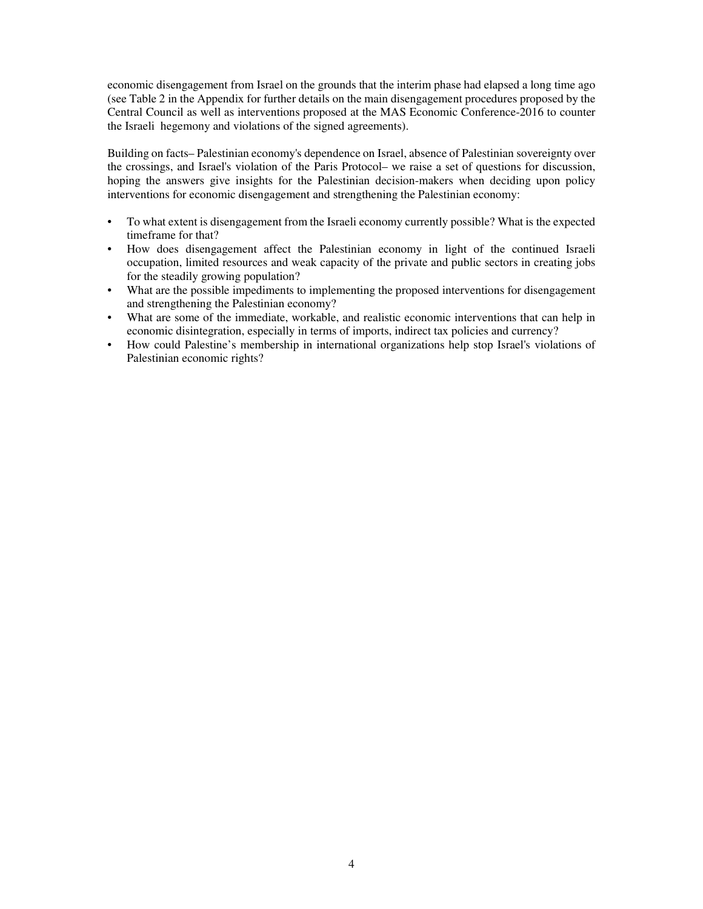economic disengagement from Israel on the grounds that the interim phase had elapsed a long time ago (see Table 2 in the Appendix for further details on the main disengagement procedures proposed by the Central Council as well as interventions proposed at the MAS Economic Conference-2016 to counter the Israeli hegemony and violations of the signed agreements).

Building on facts– Palestinian economy's dependence on Israel, absence of Palestinian sovereignty over the crossings, and Israel's violation of the Paris Protocol– we raise a set of questions for discussion, hoping the answers give insights for the Palestinian decision-makers when deciding upon policy interventions for economic disengagement and strengthening the Palestinian economy:

- To what extent is disengagement from the Israeli economy currently possible? What is the expected timeframe for that?
- How does disengagement affect the Palestinian economy in light of the continued Israeli occupation, limited resources and weak capacity of the private and public sectors in creating jobs for the steadily growing population?
- What are the possible impediments to implementing the proposed interventions for disengagement and strengthening the Palestinian economy?
- What are some of the immediate, workable, and realistic economic interventions that can help in economic disintegration, especially in terms of imports, indirect tax policies and currency?
- How could Palestine's membership in international organizations help stop Israel's violations of Palestinian economic rights?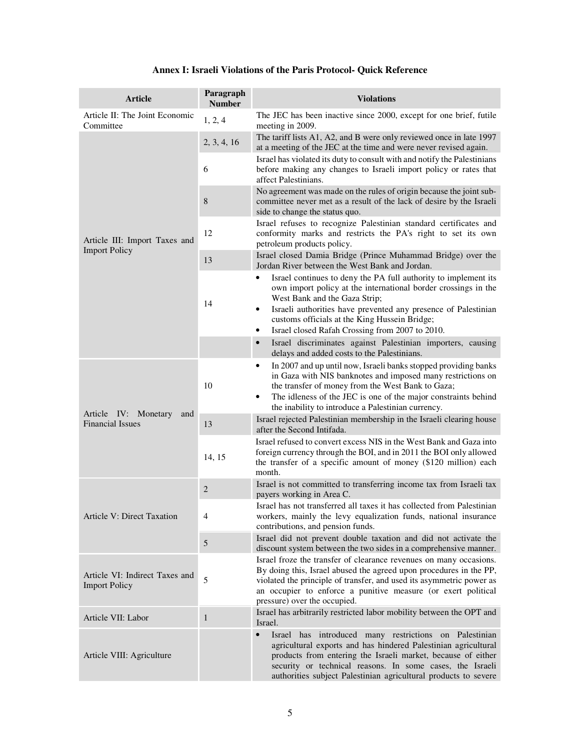### Annex I: Israeli Violations of the Paris Protocol- Quick Reference

| Article | Paragraph Number | Violations |
|---|---|---|
| Article II: The Joint Economic Committee | 1, 2, 4 | The JEC has been inactive since 2000, except for one brief, futile meeting in 2009. |
| Article III: Import Taxes and Import Policy | 2, 3, 4, 16 | The tariff lists A1, A2, and B were only reviewed once in late 1997 at a meeting of the JEC at the time and were never revised again. |
| | 6 | Israel has violated its duty to consult with and notify the Palestinians before making any changes to Israeli import policy or rates that affect Palestinians. |
| | 8 | No agreement was made on the rules of origin because the joint sub-committee never met as a result of the lack of desire by the Israeli side to change the status quo. |
| | 12 | Israel refuses to recognize Palestinian standard certificates and conformity marks and restricts the PA's right to set its own petroleum products policy. |
| | 13 | Israel closed Damia Bridge (Prince Muhammad Bridge) over the Jordan River between the West Bank and Jordan. |
| | 14 | • Israel continues to deny the PA full authority to implement its own import policy at the international border crossings in the West Bank and the Gaza Strip;<br>• Israeli authorities have prevented any presence of Palestinian customs officials at the King Hussein Bridge;<br>• Israel closed Rafah Crossing from 2007 to 2010. |
| | | • Israel discriminates against Palestinian importers, causing delays and added costs to the Palestinians. |
| Article IV: Monetary and Financial Issues | 10 | • In 2007 and up until now, Israeli banks stopped providing banks in Gaza with NIS banknotes and imposed many restrictions on the transfer of money from the West Bank to Gaza;<br>• The idleness of the JEC is one of the major constraints behind the inability to introduce a Palestinian currency. |
| | 13 | Israel rejected Palestinian membership in the Israeli clearing house after the Second Intifada. |
| | 14, 15 | Israel refused to convert excess NIS in the West Bank and Gaza into foreign currency through the BOI, and in 2011 the BOI only allowed the transfer of a specific amount of money ($120 million) each month. |
| Article V: Direct Taxation | 2 | Israel is not committed to transferring income tax from Israeli tax payers working in Area C. |
| | 4 | Israel has not transferred all taxes it has collected from Palestinian workers, mainly the levy equalization funds, national insurance contributions, and pension funds. |
| | 5 | Israel did not prevent double taxation and did not activate the discount system between the two sides in a comprehensive manner. |
| Article VI: Indirect Taxes and Import Policy | 5 | Israel froze the transfer of clearance revenues on many occasions. By doing this, Israel abused the agreed upon procedures in the PP, violated the principle of transfer, and used its asymmetric power as an occupier to enforce a punitive measure (or exert political pressure) over the occupied. |
| Article VII: Labor | 1 | Israel has arbitrarily restricted labor mobility between the OPT and Israel. |
| Article VIII: Agriculture | | • Israel has introduced many restrictions on Palestinian agricultural exports and has hindered Palestinian agricultural products from entering the Israeli market, because of either security or technical reasons. In some cases, the Israeli authorities subject Palestinian agricultural products to severe |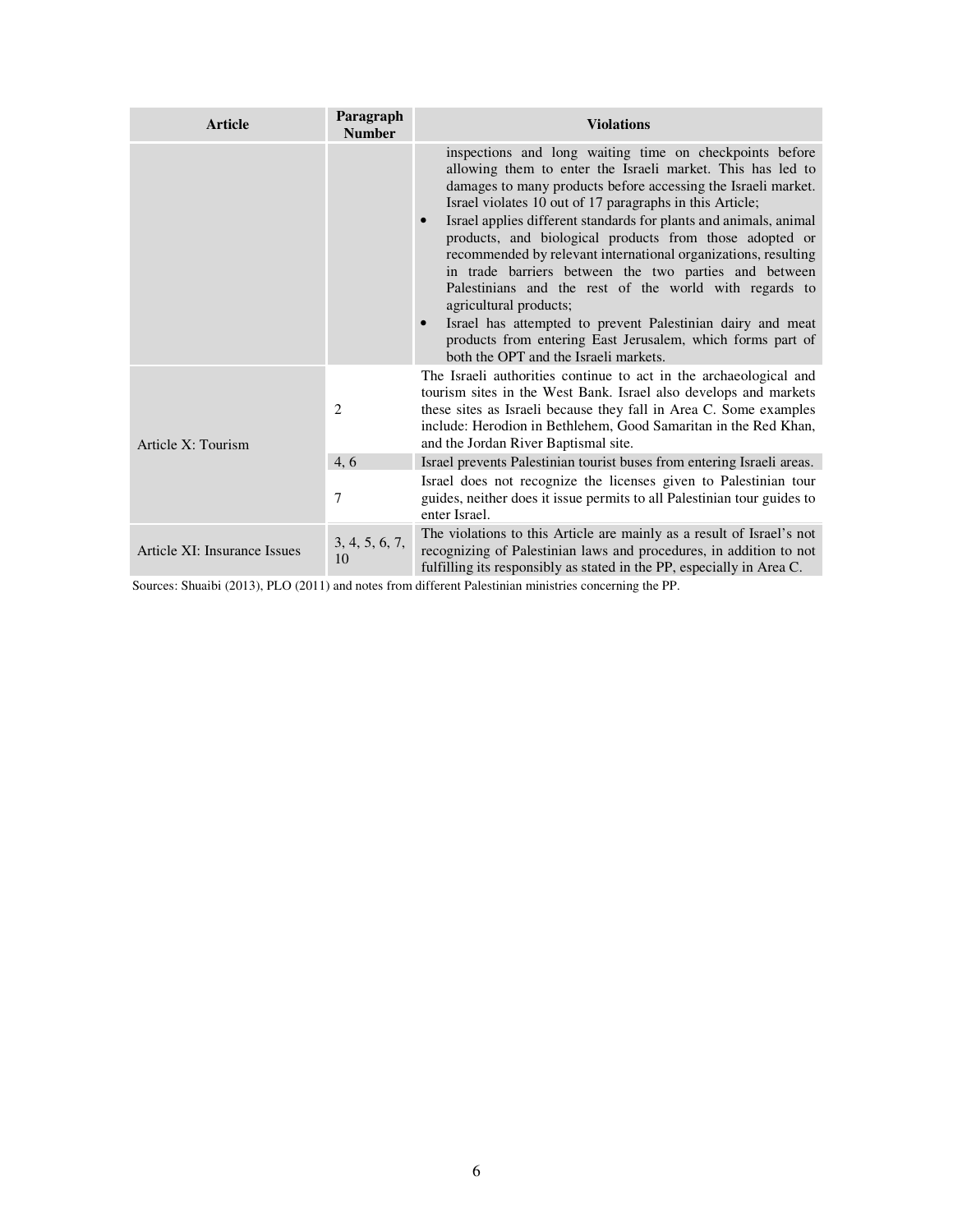| Article | Paragraph Number | Violations |
|---|---|---|
| | | inspections and long waiting time on checkpoints before allowing them to enter the Israeli market. This has led to damages to many products before accessing the Israeli market. Israel violates 10 out of 17 paragraphs in this Article;<br>• Israel applies different standards for plants and animals, animal products, and biological products from those adopted or recommended by relevant international organizations, resulting in trade barriers between the two parties and between Palestinians and the rest of the world with regards to agricultural products;<br>• Israel has attempted to prevent Palestinian dairy and meat products from entering East Jerusalem, which forms part of both the OPT and the Israeli markets. |
| Article X: Tourism | 2 | The Israeli authorities continue to act in the archaeological and tourism sites in the West Bank. Israel also develops and markets these sites as Israeli because they fall in Area C. Some examples include: Herodion in Bethlehem, Good Samaritan in the Red Khan, and the Jordan River Baptismal site. |
| | 4, 6 | Israel prevents Palestinian tourist buses from entering Israeli areas. |
| | 7 | Israel does not recognize the licenses given to Palestinian tour guides, neither does it issue permits to all Palestinian tour guides to enter Israel. |
| Article XI: Insurance Issues | 3, 4, 5, 6, 7, 10 | The violations to this Article are mainly as a result of Israel's not recognizing of Palestinian laws and procedures, in addition to not fulfilling its responsibly as stated in the PP, especially in Area C. |

Sources: Shuaibi (2013), PLO (2011) and notes from different Palestinian ministries concerning the PP.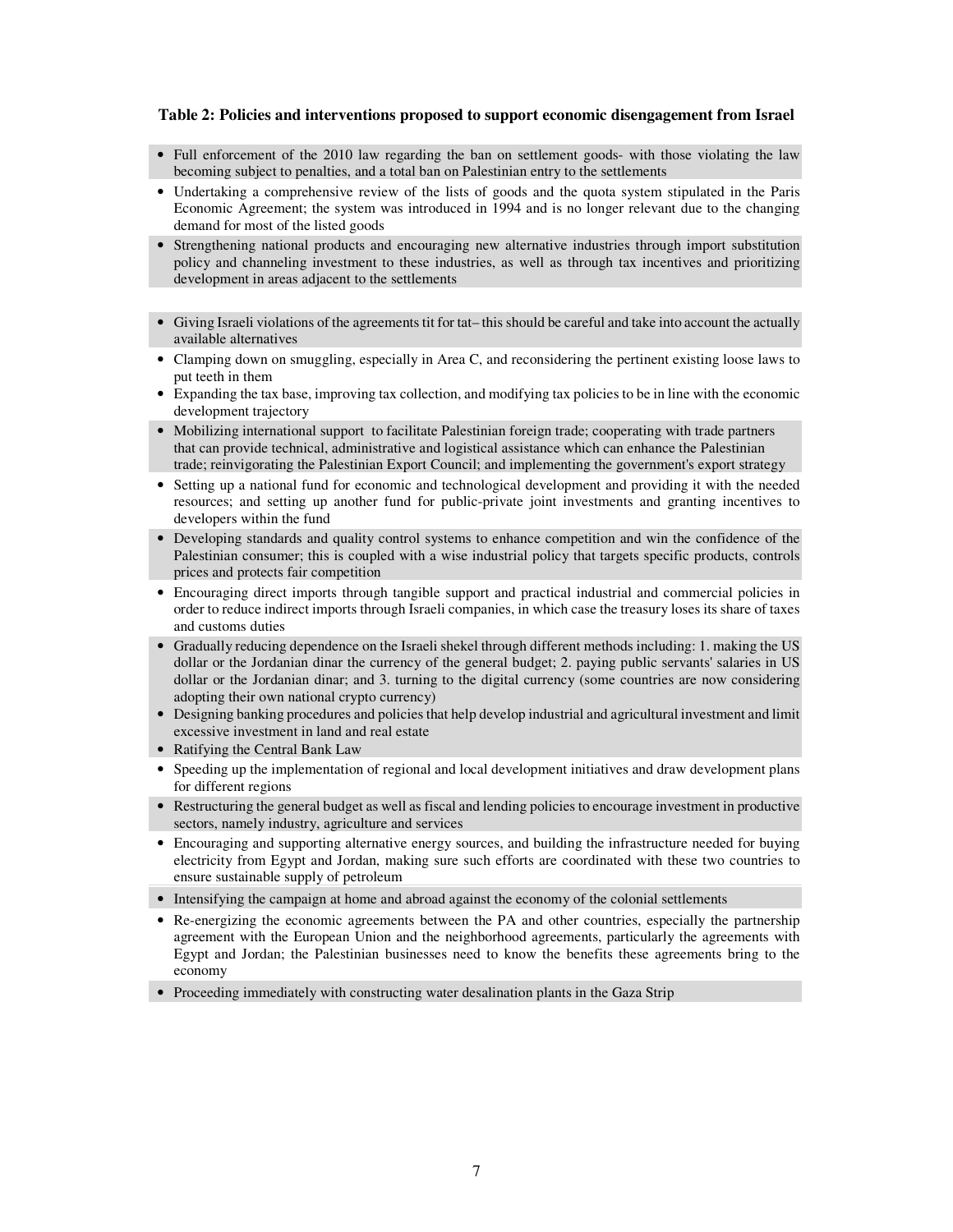**Table 2: Policies and interventions proposed to support economic disengagement from Israel**

- Full enforcement of the 2010 law regarding the ban on settlement goods- with those violating the law becoming subject to penalties, and a total ban on Palestinian entry to the settlements
- Undertaking a comprehensive review of the lists of goods and the quota system stipulated in the Paris Economic Agreement; the system was introduced in 1994 and is no longer relevant due to the changing demand for most of the listed goods
- Strengthening national products and encouraging new alternative industries through import substitution policy and channeling investment to these industries, as well as through tax incentives and prioritizing development in areas adjacent to the settlements
- Giving Israeli violations of the agreements tit for tat– this should be careful and take into account the actually available alternatives
- Clamping down on smuggling, especially in Area C, and reconsidering the pertinent existing loose laws to put teeth in them
- Expanding the tax base, improving tax collection, and modifying tax policies to be in line with the economic development trajectory
- Mobilizing international support to facilitate Palestinian foreign trade; cooperating with trade partners that can provide technical, administrative and logistical assistance which can enhance the Palestinian trade; reinvigorating the Palestinian Export Council; and implementing the government's export strategy
- Setting up a national fund for economic and technological development and providing it with the needed resources; and setting up another fund for public-private joint investments and granting incentives to developers within the fund
- Developing standards and quality control systems to enhance competition and win the confidence of the Palestinian consumer; this is coupled with a wise industrial policy that targets specific products, controls prices and protects fair competition
- Encouraging direct imports through tangible support and practical industrial and commercial policies in order to reduce indirect imports through Israeli companies, in which case the treasury loses its share of taxes and customs duties
- Gradually reducing dependence on the Israeli shekel through different methods including: 1. making the US dollar or the Jordanian dinar the currency of the general budget; 2. paying public servants' salaries in US dollar or the Jordanian dinar; and 3. turning to the digital currency (some countries are now considering adopting their own national crypto currency)
- Designing banking procedures and policies that help develop industrial and agricultural investment and limit excessive investment in land and real estate
- Ratifying the Central Bank Law
- Speeding up the implementation of regional and local development initiatives and draw development plans for different regions
- Restructuring the general budget as well as fiscal and lending policies to encourage investment in productive sectors, namely industry, agriculture and services
- Encouraging and supporting alternative energy sources, and building the infrastructure needed for buying electricity from Egypt and Jordan, making sure such efforts are coordinated with these two countries to ensure sustainable supply of petroleum
- Intensifying the campaign at home and abroad against the economy of the colonial settlements
- Re-energizing the economic agreements between the PA and other countries, especially the partnership agreement with the European Union and the neighborhood agreements, particularly the agreements with Egypt and Jordan; the Palestinian businesses need to know the benefits these agreements bring to the economy
- Proceeding immediately with constructing water desalination plants in the Gaza Strip